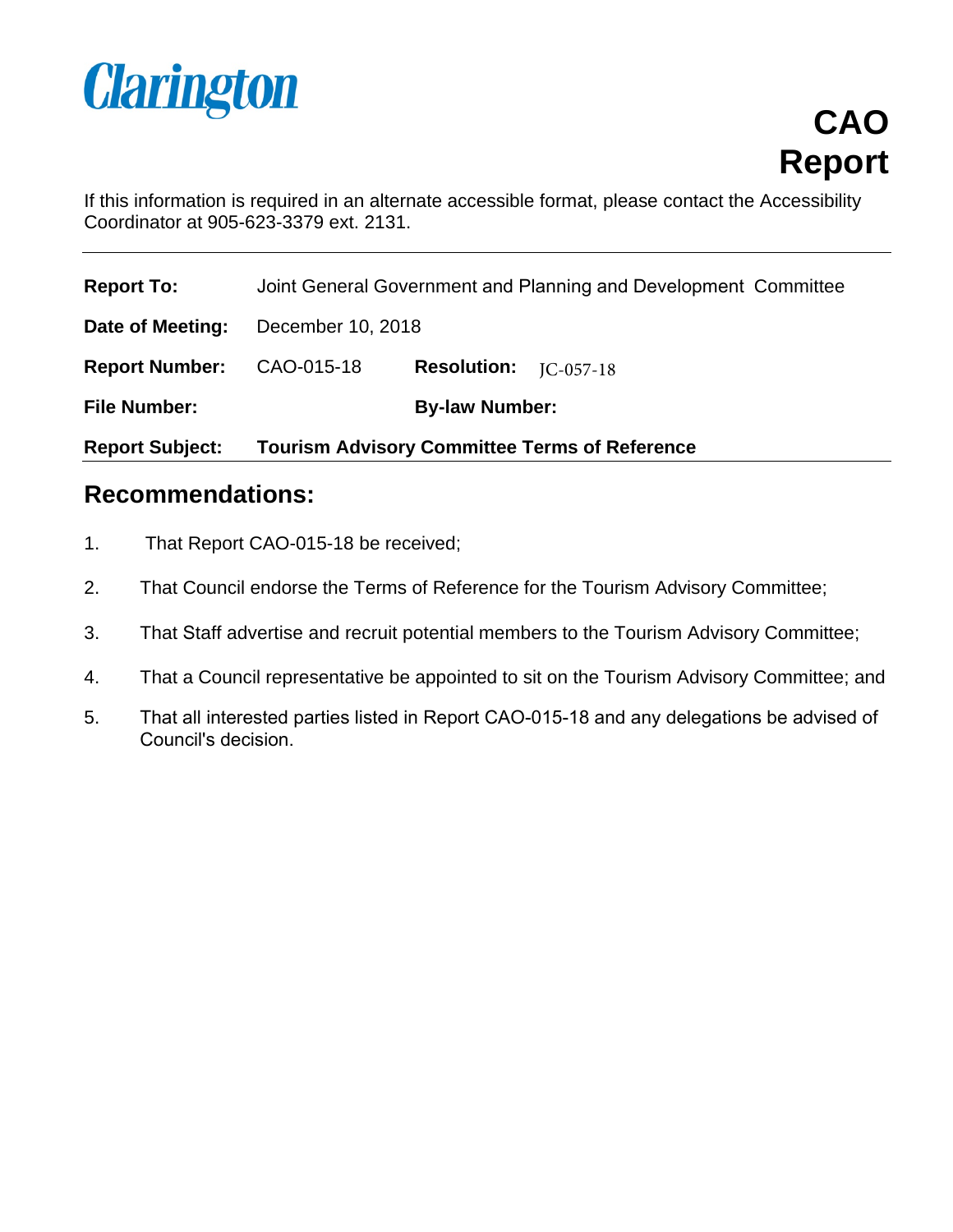Clarington

# CAO Report

If this information is required in an alternate accessible format, please contact the Accessibility Coordinator at 905-623-3379 ext. 2131.

| | | | |
|---|---|---|---|
| **Report To:** | Joint General Government and Planning and Development Committee | | |
| **Date of Meeting:** | December 10, 2018 | | |
| **Report Number:** | CAO-015-18 | **Resolution:** | JC-057-18 |
| **File Number:** | | **By-law Number:** | |
| **Report Subject:** | **Tourism Advisory Committee Terms of Reference** | | |

## Recommendations:

1. That Report CAO-015-18 be received;
2. That Council endorse the Terms of Reference for the Tourism Advisory Committee;
3. That Staff advertise and recruit potential members to the Tourism Advisory Committee;
4. That a Council representative be appointed to sit on the Tourism Advisory Committee; and
5. That all interested parties listed in Report CAO-015-18 and any delegations be advised of Council's decision.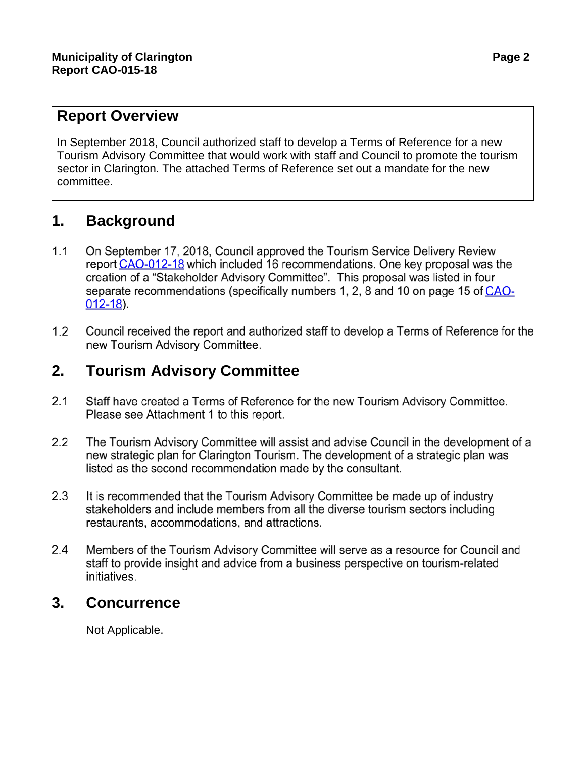## Report Overview

In September 2018, Council authorized staff to develop a Terms of Reference for a new Tourism Advisory Committee that would work with staff and Council to promote the tourism sector in Clarington. The attached Terms of Reference set out a mandate for the new committee.

## 1. Background

1.1 On September 17, 2018, Council approved the Tourism Service Delivery Review report CAO-012-18 which included 16 recommendations. One key proposal was the creation of a "Stakeholder Advisory Committee". This proposal was listed in four separate recommendations (specifically numbers 1, 2, 8 and 10 on page 15 of CAO-012-18).

1.2 Council received the report and authorized staff to develop a Terms of Reference for the new Tourism Advisory Committee.

## 2. Tourism Advisory Committee

2.1 Staff have created a Terms of Reference for the new Tourism Advisory Committee. Please see Attachment 1 to this report.

2.2 The Tourism Advisory Committee will assist and advise Council in the development of a new strategic plan for Clarington Tourism. The development of a strategic plan was listed as the second recommendation made by the consultant.

2.3 It is recommended that the Tourism Advisory Committee be made up of industry stakeholders and include members from all the diverse tourism sectors including restaurants, accommodations, and attractions.

2.4 Members of the Tourism Advisory Committee will serve as a resource for Council and staff to provide insight and advice from a business perspective on tourism-related initiatives.

## 3. Concurrence

Not Applicable.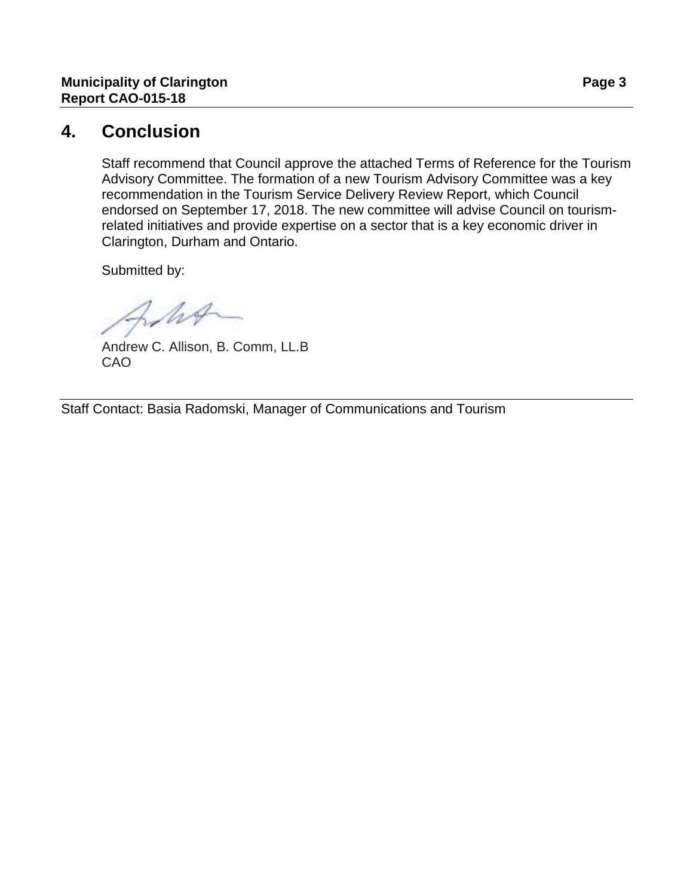## 4. Conclusion

Staff recommend that Council approve the attached Terms of Reference for the Tourism Advisory Committee. The formation of a new Tourism Advisory Committee was a key recommendation in the Tourism Service Delivery Review Report, which Council endorsed on September 17, 2018. The new committee will advise Council on tourism-related initiatives and provide expertise on a sector that is a key economic driver in Clarington, Durham and Ontario.

Submitted by:

Andrew C. Allison, B. Comm, LL.B
CAO

Staff Contact: Basia Radomski, Manager of Communications and Tourism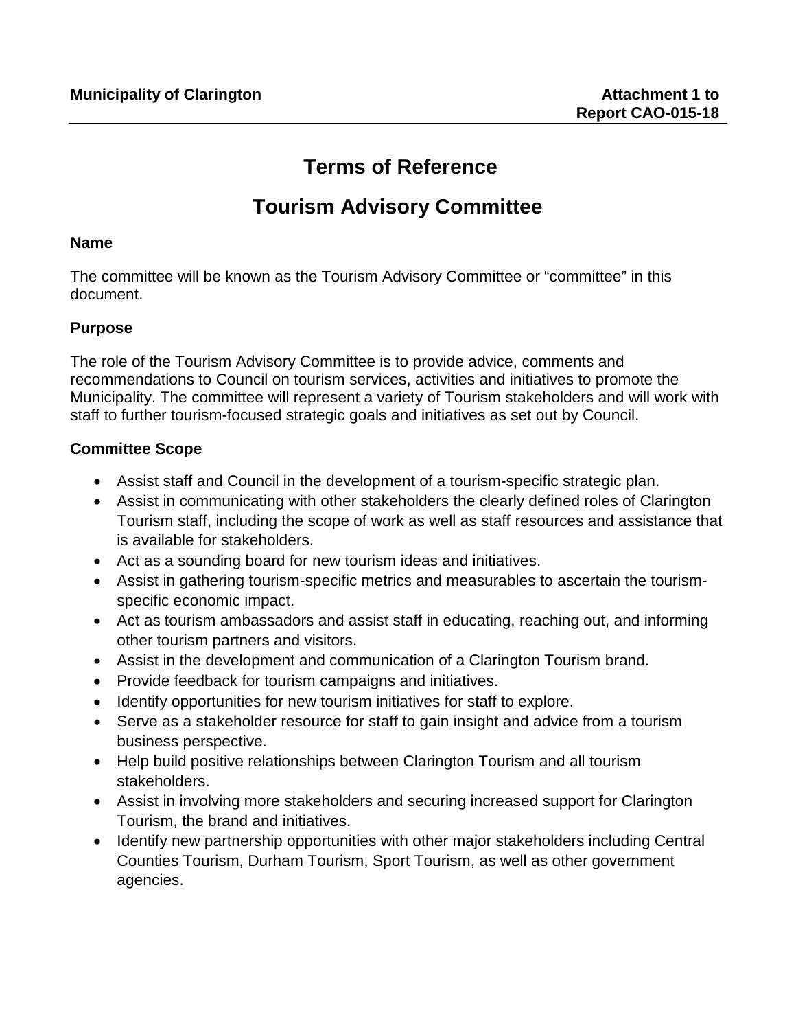**Municipality of Clarington** **Attachment 1 to Report CAO-015-18**

# Terms of Reference

# Tourism Advisory Committee

### Name

The committee will be known as the Tourism Advisory Committee or "committee" in this document.

### Purpose

The role of the Tourism Advisory Committee is to provide advice, comments and recommendations to Council on tourism services, activities and initiatives to promote the Municipality. The committee will represent a variety of Tourism stakeholders and will work with staff to further tourism-focused strategic goals and initiatives as set out by Council.

### Committee Scope

- Assist staff and Council in the development of a tourism-specific strategic plan.
- Assist in communicating with other stakeholders the clearly defined roles of Clarington Tourism staff, including the scope of work as well as staff resources and assistance that is available for stakeholders.
- Act as a sounding board for new tourism ideas and initiatives.
- Assist in gathering tourism-specific metrics and measurables to ascertain the tourism-specific economic impact.
- Act as tourism ambassadors and assist staff in educating, reaching out, and informing other tourism partners and visitors.
- Assist in the development and communication of a Clarington Tourism brand.
- Provide feedback for tourism campaigns and initiatives.
- Identify opportunities for new tourism initiatives for staff to explore.
- Serve as a stakeholder resource for staff to gain insight and advice from a tourism business perspective.
- Help build positive relationships between Clarington Tourism and all tourism stakeholders.
- Assist in involving more stakeholders and securing increased support for Clarington Tourism, the brand and initiatives.
- Identify new partnership opportunities with other major stakeholders including Central Counties Tourism, Durham Tourism, Sport Tourism, as well as other government agencies.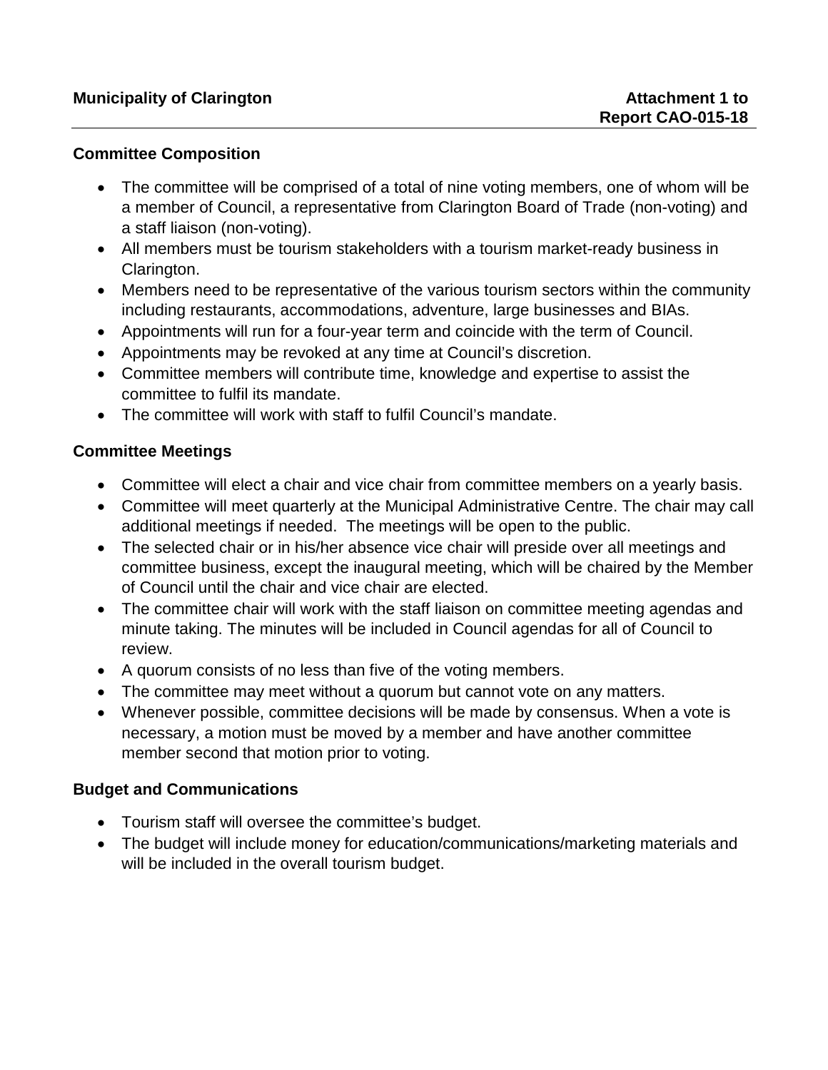## Committee Composition

- The committee will be comprised of a total of nine voting members, one of whom will be a member of Council, a representative from Clarington Board of Trade (non-voting) and a staff liaison (non-voting).
- All members must be tourism stakeholders with a tourism market-ready business in Clarington.
- Members need to be representative of the various tourism sectors within the community including restaurants, accommodations, adventure, large businesses and BIAs.
- Appointments will run for a four-year term and coincide with the term of Council.
- Appointments may be revoked at any time at Council's discretion.
- Committee members will contribute time, knowledge and expertise to assist the committee to fulfil its mandate.
- The committee will work with staff to fulfil Council's mandate.

## Committee Meetings

- Committee will elect a chair and vice chair from committee members on a yearly basis.
- Committee will meet quarterly at the Municipal Administrative Centre. The chair may call additional meetings if needed. The meetings will be open to the public.
- The selected chair or in his/her absence vice chair will preside over all meetings and committee business, except the inaugural meeting, which will be chaired by the Member of Council until the chair and vice chair are elected.
- The committee chair will work with the staff liaison on committee meeting agendas and minute taking. The minutes will be included in Council agendas for all of Council to review.
- A quorum consists of no less than five of the voting members.
- The committee may meet without a quorum but cannot vote on any matters.
- Whenever possible, committee decisions will be made by consensus. When a vote is necessary, a motion must be moved by a member and have another committee member second that motion prior to voting.

## Budget and Communications

- Tourism staff will oversee the committee's budget.
- The budget will include money for education/communications/marketing materials and will be included in the overall tourism budget.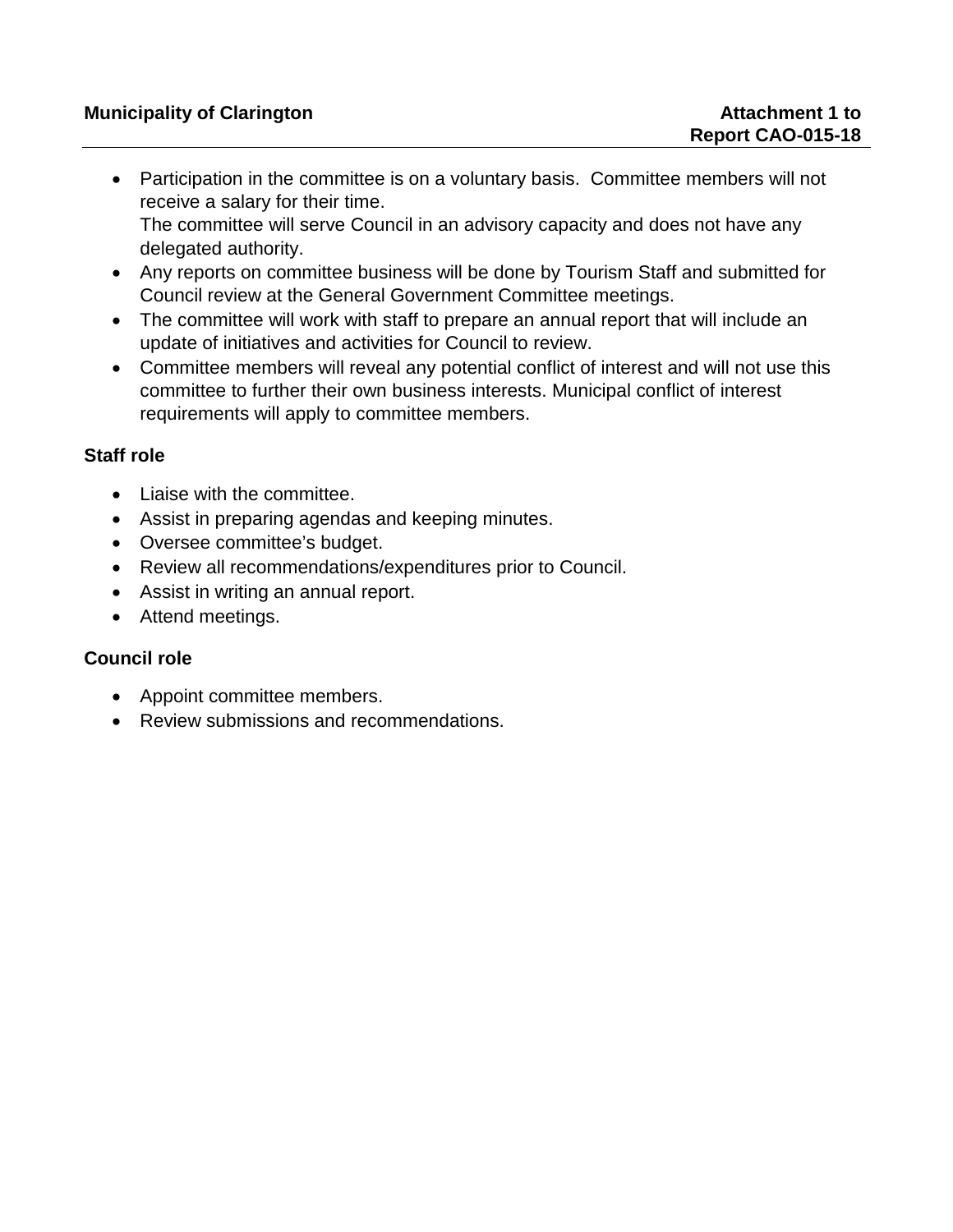- Participation in the committee is on a voluntary basis. Committee members will not receive a salary for their time.
  The committee will serve Council in an advisory capacity and does not have any delegated authority.
- Any reports on committee business will be done by Tourism Staff and submitted for Council review at the General Government Committee meetings.
- The committee will work with staff to prepare an annual report that will include an update of initiatives and activities for Council to review.
- Committee members will reveal any potential conflict of interest and will not use this committee to further their own business interests. Municipal conflict of interest requirements will apply to committee members.

### Staff role

- Liaise with the committee.
- Assist in preparing agendas and keeping minutes.
- Oversee committee's budget.
- Review all recommendations/expenditures prior to Council.
- Assist in writing an annual report.
- Attend meetings.

### Council role

- Appoint committee members.
- Review submissions and recommendations.